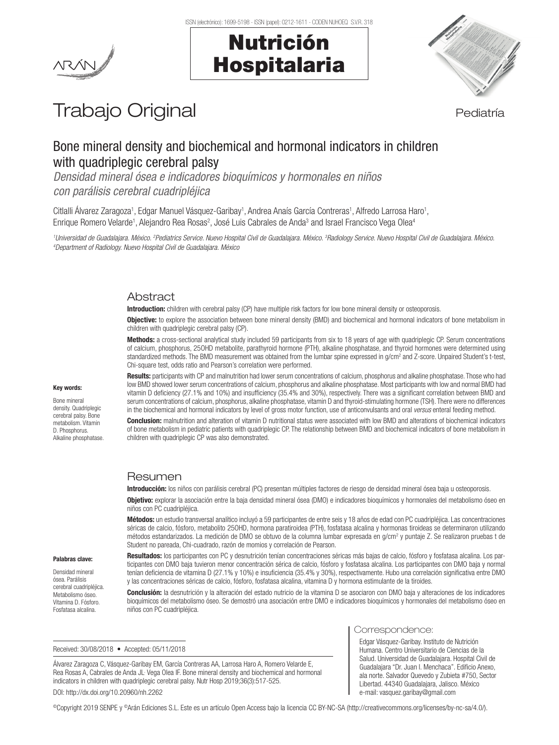Trabajo Original

Pediatría

# Bone mineral density and biochemical and hormonal indicators in children with quadriplegic cerebral palsy

*Densidad mineral ósea e indicadores bioquímicos y hormonales en niños con parálisis cerebral cuadripléjica*

Citlalli Álvarez Zaragoza[1], Edgar Manuel Vásquez-Garibay[1], Andrea Anaís García Contreras[1], Alfredo Larrosa Haro[1], Enrique Romero Velarde[1], Alejandro Rea Rosas[2], José Luis Cabrales de Anda[3] and Israel Francisco Vega Olea[4]

[1]Universidad de Guadalajara. México. [2]Pediatrics Service. Nuevo Hospital Civil de Guadalajara. México. [3]Radiology Service. Nuevo Hospital Civil de Guadalajara. México. [4]Department of Radiology. Nuevo Hospital Civil de Guadalajara. México

## Abstract

**Introduction:** children with cerebral palsy (CP) have multiple risk factors for low bone mineral density or osteoporosis.

**Objective:** to explore the association between bone mineral density (BMD) and biochemical and hormonal indicators of bone metabolism in children with quadriplegic cerebral palsy (CP).

**Methods:** a cross-sectional analytical study included 59 participants from six to 18 years of age with quadriplegic CP. Serum concentrations of calcium, phosphorus, 25OHD metabolite, parathyroid hormone (PTH), alkaline phosphatase, and thyroid hormones were determined using standardized methods. The BMD measurement was obtained from the lumbar spine expressed in g/cm$^2$ and Z-score. Unpaired Student's t-test, Chi-square test, odds ratio and Pearson's correlation were performed.

**Results:** participants with CP and malnutrition had lower serum concentrations of calcium, phosphorus and alkaline phosphatase. Those who had low BMD showed lower serum concentrations of calcium, phosphorus and alkaline phosphatase. Most participants with low and normal BMD had vitamin D deficiency (27.1% and 10%) and insufficiency (35.4% and 30%), respectively. There was a significant correlation between BMD and serum concentrations of calcium, phosphorus, alkaline phosphatase, vitamin D and thyroid-stimulating hormone (TSH). There were no differences in the biochemical and hormonal indicators by level of gross motor function, use of anticonvulsants and oral *versus* enteral feeding method.

**Conclusion:** malnutrition and alteration of vitamin D nutritional status were associated with low BMD and alterations of biochemical indicators of bone metabolism in pediatric patients with quadriplegic CP. The relationship between BMD and biochemical indicators of bone metabolism in children with quadriplegic CP was also demonstrated.

**Key words:**

Bone mineral density. Quadriplegic cerebral palsy. Bone metabolism. Vitamin D. Phosphorus. Alkaline phosphatase.

## Resumen

**Introducción:** los niños con parálisis cerebral (PC) presentan múltiples factores de riesgo de densidad mineral ósea baja u osteoporosis.

**Objetivo:** explorar la asociación entre la baja densidad mineral ósea (DMO) e indicadores bioquímicos y hormonales del metabolismo óseo en niños con PC cuadripléjica.

**Métodos:** un estudio transversal analítico incluyó a 59 participantes de entre seis y 18 años de edad con PC cuadripléjica. Las concentraciones séricas de calcio, fósforo, metabolito 25OHD, hormona paratiroidea (PTH), fosfatasa alcalina y hormonas tiroideas se determinaron utilizando métodos estandarizados. La medición de DMO se obtuvo de la columna lumbar expresada en g/cm$^2$ y puntaje Z. Se realizaron pruebas t de Student no pareada, Chi-cuadrado, razón de momios y correlación de Pearson.

**Resultados:** los participantes con PC y desnutrición tenían concentraciones séricas más bajas de calcio, fósforo y fosfatasa alcalina. Los participantes con DMO baja tuvieron menor concentración sérica de calcio, fósforo y fosfatasa alcalina. Los participantes con DMO baja y normal tenían deficiencia de vitamina D (27.1% y 10%) e insuficiencia (35.4% y 30%), respectivamente. Hubo una correlación significativa entre DMO y las concentraciones séricas de calcio, fósforo, fosfatasa alcalina, vitamina D y hormona estimulante de la tiroides.

**Conclusión:** la desnutrición y la alteración del estado nutricio de la vitamina D se asociaron con DMO baja y alteraciones de los indicadores bioquímicos del metabolismo óseo. Se demostró una asociación entre DMO e indicadores bioquímicos y hormonales del metabolismo óseo en niños con PC cuadripléjica.

**Palabras clave:**

Densidad mineral ósea. Parálisis cerebral cuadripléjica. Metabolismo óseo. Vitamina D. Fósforo. Fosfatasa alcalina.

Received: 30/08/2018 • Accepted: 05/11/2018

Álvarez Zaragoza C, Vásquez-Garibay EM, García Contreras AA, Larrosa Haro A, Romero Velarde E, Rea Rosas A, Cabrales de Anda JL, Vega Olea IF. Bone mineral density and biochemical and hormonal indicators in children with quadriplegic cerebral palsy. Nutr Hosp 2019;36(3):517-525.

DOI: http://dx.doi.org/10.20960/nh.2262

**Correspondence:**

Edgar Vásquez-Garibay. Instituto de Nutrición Humana. Centro Universitario de Ciencias de la Salud. Universidad de Guadalajara. Hospital Civil de Guadalajara "Dr. Juan I. Menchaca". Edificio Anexo, ala norte. Salvador Quevedo y Zubieta #750, Sector Libertad. 44340 Guadalajara, Jalisco. México
e-mail: vasquez.garibay@gmail.com

©Copyright 2019 SENPE y ©Arán Ediciones S.L. Este es un artículo Open Access bajo la licencia CC BY-NC-SA (http://creativecommons.org/licenses/by-nc-sa/4.0/).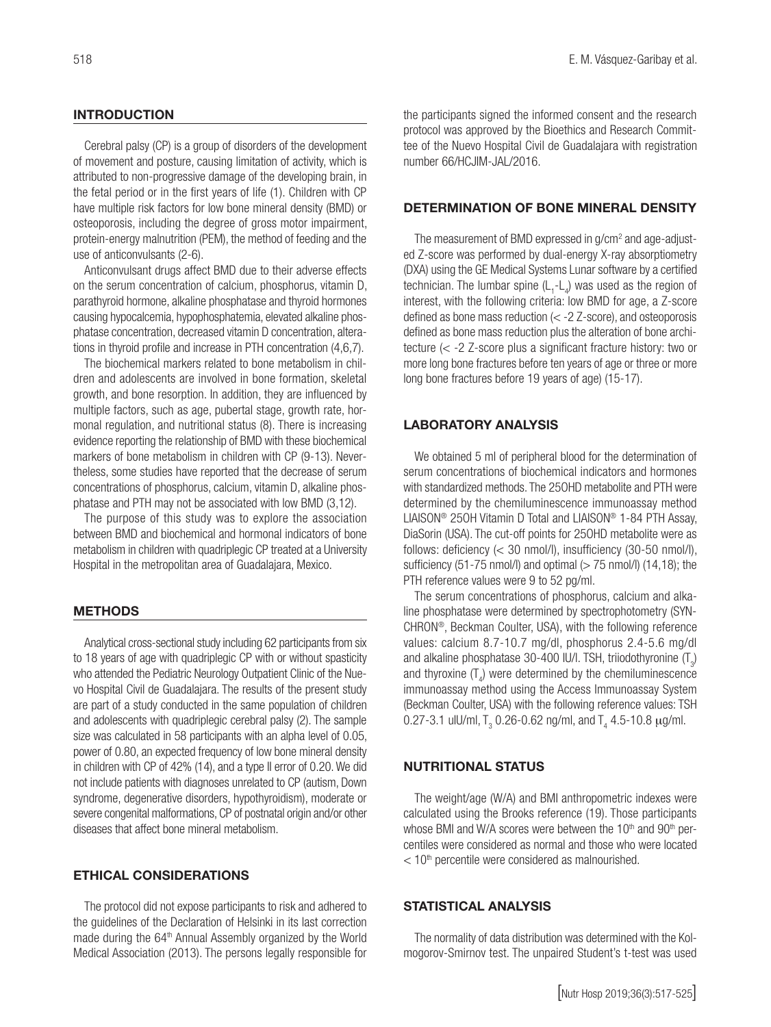## INTRODUCTION

Cerebral palsy (CP) is a group of disorders of the development of movement and posture, causing limitation of activity, which is attributed to non-progressive damage of the developing brain, in the fetal period or in the first years of life (1). Children with CP have multiple risk factors for low bone mineral density (BMD) or osteoporosis, including the degree of gross motor impairment, protein-energy malnutrition (PEM), the method of feeding and the use of anticonvulsants (2-6).

Anticonvulsant drugs affect BMD due to their adverse effects on the serum concentration of calcium, phosphorus, vitamin D, parathyroid hormone, alkaline phosphatase and thyroid hormones causing hypocalcemia, hypophosphatemia, elevated alkaline phosphatase concentration, decreased vitamin D concentration, alterations in thyroid profile and increase in PTH concentration (4,6,7).

The biochemical markers related to bone metabolism in children and adolescents are involved in bone formation, skeletal growth, and bone resorption. In addition, they are influenced by multiple factors, such as age, pubertal stage, growth rate, hormonal regulation, and nutritional status (8). There is increasing evidence reporting the relationship of BMD with these biochemical markers of bone metabolism in children with CP (9-13). Nevertheless, some studies have reported that the decrease of serum concentrations of phosphorus, calcium, vitamin D, alkaline phosphatase and PTH may not be associated with low BMD (3,12).

The purpose of this study was to explore the association between BMD and biochemical and hormonal indicators of bone metabolism in children with quadriplegic CP treated at a University Hospital in the metropolitan area of Guadalajara, Mexico.

## METHODS

Analytical cross-sectional study including 62 participants from six to 18 years of age with quadriplegic CP with or without spasticity who attended the Pediatric Neurology Outpatient Clinic of the Nuevo Hospital Civil de Guadalajara. The results of the present study are part of a study conducted in the same population of children and adolescents with quadriplegic cerebral palsy (2). The sample size was calculated in 58 participants with an alpha level of 0.05, power of 0.80, an expected frequency of low bone mineral density in children with CP of 42% (14), and a type II error of 0.20. We did not include patients with diagnoses unrelated to CP (autism, Down syndrome, degenerative disorders, hypothyroidism), moderate or severe congenital malformations, CP of postnatal origin and/or other diseases that affect bone mineral metabolism.

## ETHICAL CONSIDERATIONS

The protocol did not expose participants to risk and adhered to the guidelines of the Declaration of Helsinki in its last correction made during the 64th Annual Assembly organized by the World Medical Association (2013). The persons legally responsible for the participants signed the informed consent and the research protocol was approved by the Bioethics and Research Committee of the Nuevo Hospital Civil de Guadalajara with registration number 66/HCJIM-JAL/2016.

## DETERMINATION OF BONE MINERAL DENSITY

The measurement of BMD expressed in g/cm$^2$ and age-adjusted Z-score was performed by dual-energy X-ray absorptiometry (DXA) using the GE Medical Systems Lunar software by a certified technician. The lumbar spine ($L_1$-$L_4$) was used as the region of interest, with the following criteria: low BMD for age, a Z-score defined as bone mass reduction (< -2 Z-score), and osteoporosis defined as bone mass reduction plus the alteration of bone architecture (< -2 Z-score plus a significant fracture history: two or more long bone fractures before ten years of age or three or more long bone fractures before 19 years of age) (15-17).

## LABORATORY ANALYSIS

We obtained 5 ml of peripheral blood for the determination of serum concentrations of biochemical indicators and hormones with standardized methods. The 25OHD metabolite and PTH were determined by the chemiluminescence immunoassay method LIAISON® 25OH Vitamin D Total and LIAISON® 1-84 PTH Assay, DiaSorin (USA). The cut-off points for 25OHD metabolite were as follows: deficiency (< 30 nmol/l), insufficiency (30-50 nmol/l), sufficiency (51-75 nmol/l) and optimal (> 75 nmol/l) (14,18); the PTH reference values were 9 to 52 pg/ml.

The serum concentrations of phosphorus, calcium and alkaline phosphatase were determined by spectrophotometry (SYNCHRON®, Beckman Coulter, USA), with the following reference values: calcium 8.7-10.7 mg/dl, phosphorus 2.4-5.6 mg/dl and alkaline phosphatase 30-400 IU/l. TSH, triiodothyronine ($T_3$) and thyroxine ($T_4$) were determined by the chemiluminescence immunoassay method using the Access Immunoassay System (Beckman Coulter, USA) with the following reference values: TSH 0.27-3.1 uIU/ml, $T_3$ 0.26-0.62 ng/ml, and $T_4$ 4.5-10.8 μg/ml.

## NUTRITIONAL STATUS

The weight/age (W/A) and BMI anthropometric indexes were calculated using the Brooks reference (19). Those participants whose BMI and W/A scores were between the 10th and 90th percentiles were considered as normal and those who were located < 10th percentile were considered as malnourished.

## STATISTICAL ANALYSIS

The normality of data distribution was determined with the Kolmogorov-Smirnov test. The unpaired Student's t-test was used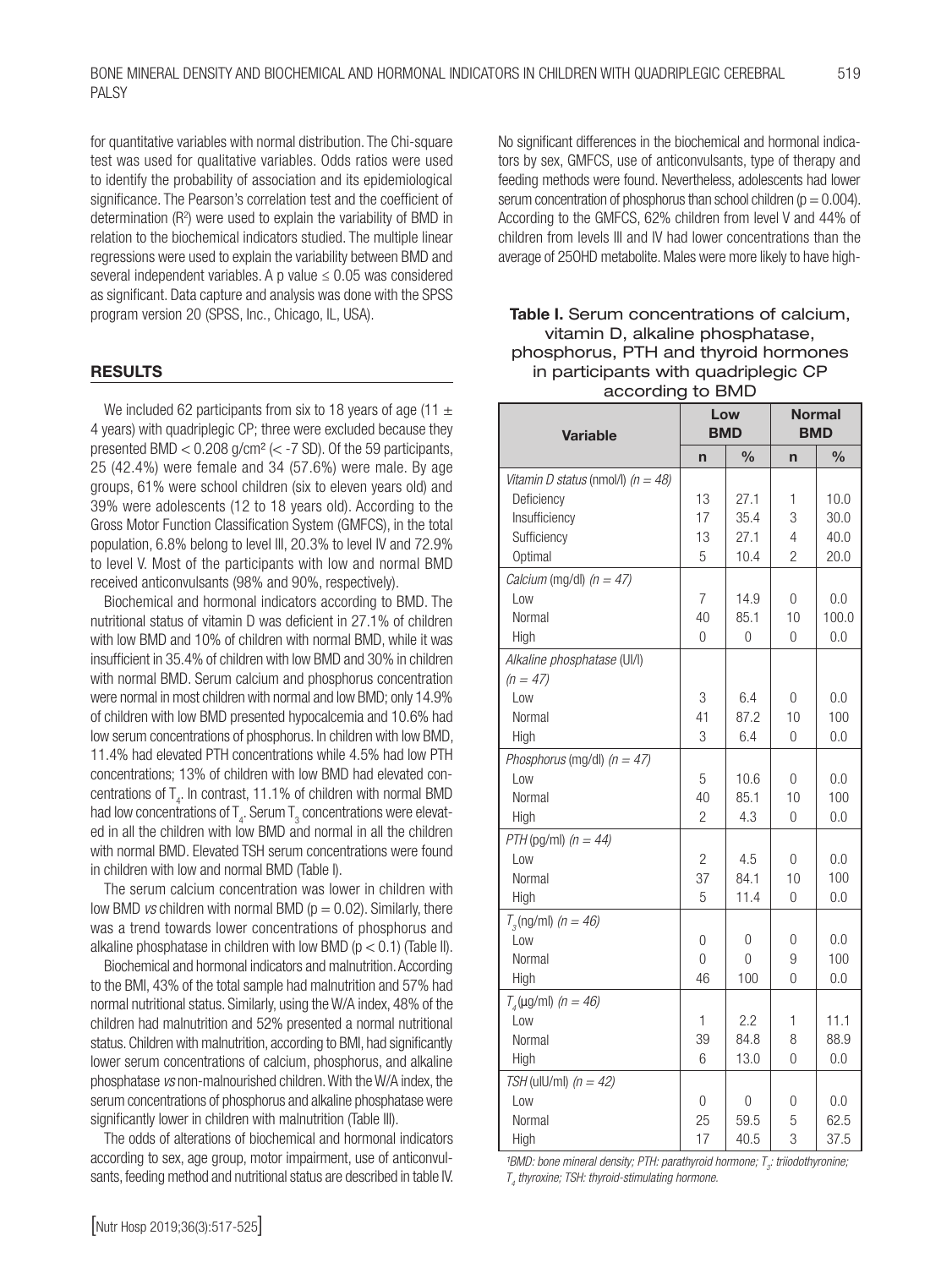for quantitative variables with normal distribution. The Chi-square test was used for qualitative variables. Odds ratios were used to identify the probability of association and its epidemiological significance. The Pearson's correlation test and the coefficient of determination ($R^2$) were used to explain the variability of BMD in relation to the biochemical indicators studied. The multiple linear regressions were used to explain the variability between BMD and several independent variables. A p value $\leq 0.05$ was considered as significant. Data capture and analysis was done with the SPSS program version 20 (SPSS, Inc., Chicago, IL, USA).

## RESULTS

We included 62 participants from six to 18 years of age (11 ± 4 years) with quadriplegic CP; three were excluded because they presented BMD < 0.208 g/cm² (< -7 SD). Of the 59 participants, 25 (42.4%) were female and 34 (57.6%) were male. By age groups, 61% were school children (six to eleven years old) and 39% were adolescents (12 to 18 years old). According to the Gross Motor Function Classification System (GMFCS), in the total population, 6.8% belong to level III, 20.3% to level IV and 72.9% to level V. Most of the participants with low and normal BMD received anticonvulsants (98% and 90%, respectively).

Biochemical and hormonal indicators according to BMD. The nutritional status of vitamin D was deficient in 27.1% of children with low BMD and 10% of children with normal BMD, while it was insufficient in 35.4% of children with low BMD and 30% in children with normal BMD. Serum calcium and phosphorus concentration were normal in most children with normal and low BMD; only 14.9% of children with low BMD presented hypocalcemia and 10.6% had low serum concentrations of phosphorus. In children with low BMD, 11.4% had elevated PTH concentrations while 4.5% had low PTH concentrations; 13% of children with low BMD had elevated concentrations of $T_4$. In contrast, 11.1% of children with normal BMD had low concentrations of $T_4$. Serum $T_3$ concentrations were elevated in all the children with low BMD and normal in all the children with normal BMD. Elevated TSH serum concentrations were found in children with low and normal BMD (Table I).

The serum calcium concentration was lower in children with low BMD *vs* children with normal BMD ($p = 0.02$). Similarly, there was a trend towards lower concentrations of phosphorus and alkaline phosphatase in children with low BMD ($p < 0.1$) (Table II).

Biochemical and hormonal indicators and malnutrition. According to the BMI, 43% of the total sample had malnutrition and 57% had normal nutritional status. Similarly, using the W/A index, 48% of the children had malnutrition and 52% presented a normal nutritional status. Children with malnutrition, according to BMI, had significantly lower serum concentrations of calcium, phosphorus, and alkaline phosphatase *vs* non-malnourished children. With the W/A index, the serum concentrations of phosphorus and alkaline phosphatase were significantly lower in children with malnutrition (Table III).

The odds of alterations of biochemical and hormonal indicators according to sex, age group, motor impairment, use of anticonvulsants, feeding method and nutritional status are described in table IV. No significant differences in the biochemical and hormonal indicators by sex, GMFCS, use of anticonvulsants, type of therapy and feeding methods were found. Nevertheless, adolescents had lower serum concentration of phosphorus than school children ($p = 0.004$). According to the GMFCS, 62% children from level V and 44% of children from levels III and IV had lower concentrations than the average of 25OHD metabolite. Males were more likely to have high-

**Table I.** Serum concentrations of calcium, vitamin D, alkaline phosphatase, phosphorus, PTH and thyroid hormones in participants with quadriplegic CP according to BMD

| Variable | Low BMD | | Normal BMD | |
|---|---|---|---|---|
| | n | % | n | % |
| *Vitamin D status* (nmol/l) *(n = 48)* | | | | |
| Deficiency | 13 | 27.1 | 1 | 10.0 |
| Insufficiency | 17 | 35.4 | 3 | 30.0 |
| Sufficiency | 13 | 27.1 | 4 | 40.0 |
| Optimal | 5 | 10.4 | 2 | 20.0 |
| *Calcium* (mg/dl) *(n = 47)* | | | | |
| Low | 7 | 14.9 | 0 | 0.0 |
| Normal | 40 | 85.1 | 10 | 100.0 |
| High | 0 | 0 | 0 | 0.0 |
| *Alkaline phosphatase* (UI/l) *(n = 47)* | | | | |
| Low | 3 | 6.4 | 0 | 0.0 |
| Normal | 41 | 87.2 | 10 | 100 |
| High | 3 | 6.4 | 0 | 0.0 |
| *Phosphorus* (mg/dl) *(n = 47)* | | | | |
| Low | 5 | 10.6 | 0 | 0.0 |
| Normal | 40 | 85.1 | 10 | 100 |
| High | 2 | 4.3 | 0 | 0.0 |
| *PTH* (pg/ml) *(n = 44)* | | | | |
| Low | 2 | 4.5 | 0 | 0.0 |
| Normal | 37 | 84.1 | 10 | 100 |
| High | 5 | 11.4 | 0 | 0.0 |
| $T_3$ (ng/ml) *(n = 46)* | | | | |
| Low | 0 | 0 | 0 | 0.0 |
| Normal | 0 | 0 | 9 | 100 |
| High | 46 | 100 | 0 | 0.0 |
| $T_4$ (µg/ml) *(n = 46)* | | | | |
| Low | 1 | 2.2 | 1 | 11.1 |
| Normal | 39 | 84.8 | 8 | 88.9 |
| High | 6 | 13.0 | 0 | 0.0 |
| *TSH* (uIU/ml) *(n = 42)* | | | | |
| Low | 0 | 0 | 0 | 0.0 |
| Normal | 25 | 59.5 | 5 | 62.5 |
| High | 17 | 40.5 | 3 | 37.5 |

[1]*BMD: bone mineral density; PTH: parathyroid hormone; $T_3$: triiodothyronine; $T_4$ thyroxine; TSH: thyroid-stimulating hormone.*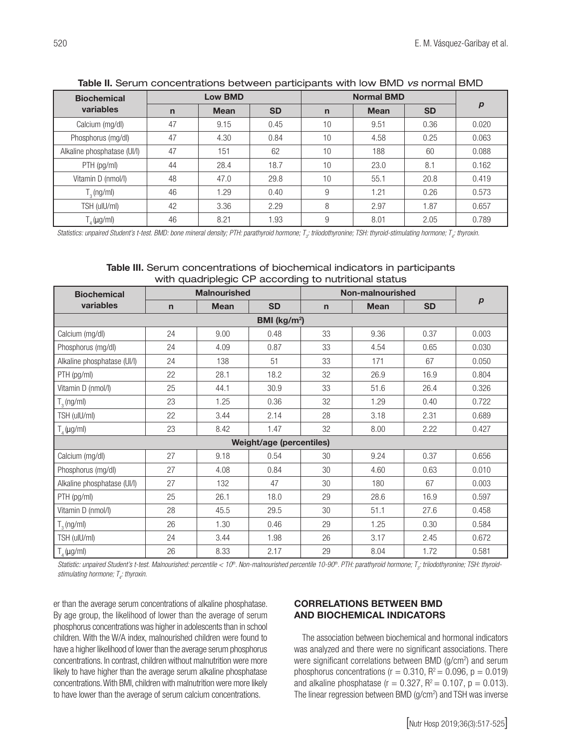**Table II.** Serum concentrations between participants with low BMD *vs* normal BMD

| Biochemical variables | Low BMD | | | Normal BMD | | | *p* |
|---|---|---|---|---|---|---|---|
| | n | Mean | SD | n | Mean | SD | |
| Calcium (mg/dl) | 47 | 9.15 | 0.45 | 10 | 9.51 | 0.36 | 0.020 |
| Phosphorus (mg/dl) | 47 | 4.30 | 0.84 | 10 | 4.58 | 0.25 | 0.063 |
| Alkaline phosphatase (UI/l) | 47 | 151 | 62 | 10 | 188 | 60 | 0.088 |
| PTH (pg/ml) | 44 | 28.4 | 18.7 | 10 | 23.0 | 8.1 | 0.162 |
| Vitamin D (nmol/l) | 48 | 47.0 | 29.8 | 10 | 55.1 | 20.8 | 0.419 |
| $T_3$ (ng/ml) | 46 | 1.29 | 0.40 | 9 | 1.21 | 0.26 | 0.573 |
| TSH (uIU/ml) | 42 | 3.36 | 2.29 | 8 | 2.97 | 1.87 | 0.657 |
| $T_4$ (µg/ml) | 46 | 8.21 | 1.93 | 9 | 8.01 | 2.05 | 0.789 |

*Statistics: unpaired Student's t-test. BMD: bone mineral density; PTH: parathyroid hormone; $T_3$: triiodothyronine; TSH: thyroid-stimulating hormone; $T_4$: thyroxin.*

**Table III.** Serum concentrations of biochemical indicators in participants with quadriplegic CP according to nutritional status

| Biochemical variables | Malnourished | | | Non-malnourished | | | *p* |
|---|---|---|---|---|---|---|---|
| | n | Mean | SD | n | Mean | SD | |
| **BMI ($kg/m^2$)** | | | | | | | |
| Calcium (mg/dl) | 24 | 9.00 | 0.48 | 33 | 9.36 | 0.37 | 0.003 |
| Phosphorus (mg/dl) | 24 | 4.09 | 0.87 | 33 | 4.54 | 0.65 | 0.030 |
| Alkaline phosphatase (UI/l) | 24 | 138 | 51 | 33 | 171 | 67 | 0.050 |
| PTH (pg/ml) | 22 | 28.1 | 18.2 | 32 | 26.9 | 16.9 | 0.804 |
| Vitamin D (nmol/l) | 25 | 44.1 | 30.9 | 33 | 51.6 | 26.4 | 0.326 |
| $T_3$ (ng/ml) | 23 | 1.25 | 0.36 | 32 | 1.29 | 0.40 | 0.722 |
| TSH (uIU/ml) | 22 | 3.44 | 2.14 | 28 | 3.18 | 2.31 | 0.689 |
| $T_4$ (µg/ml) | 23 | 8.42 | 1.47 | 32 | 8.00 | 2.22 | 0.427 |
| **Weight/age (percentiles)** | | | | | | | |
| Calcium (mg/dl) | 27 | 9.18 | 0.54 | 30 | 9.24 | 0.37 | 0.656 |
| Phosphorus (mg/dl) | 27 | 4.08 | 0.84 | 30 | 4.60 | 0.63 | 0.010 |
| Alkaline phosphatase (UI/l) | 27 | 132 | 47 | 30 | 180 | 67 | 0.003 |
| PTH (pg/ml) | 25 | 26.1 | 18.0 | 29 | 28.6 | 16.9 | 0.597 |
| Vitamin D (nmol/l) | 28 | 45.5 | 29.5 | 30 | 51.1 | 27.6 | 0.458 |
| $T_3$ (ng/ml) | 26 | 1.30 | 0.46 | 29 | 1.25 | 0.30 | 0.584 |
| TSH (uIU/ml) | 24 | 3.44 | 1.98 | 26 | 3.17 | 2.45 | 0.672 |
| $T_4$ (µg/ml) | 26 | 8.33 | 2.17 | 29 | 8.04 | 1.72 | 0.581 |

*Statistic: unpaired Student's t-test. Malnourished: percentile < $10^{th}$. Non-malnourished percentile 10-$90^{th}$. PTH: parathyroid hormone; $T_3$: triiodothyronine; TSH: thyroid-stimulating hormone; $T_4$: thyroxin.*

er than the average serum concentrations of alkaline phosphatase. By age group, the likelihood of lower than the average of serum phosphorus concentrations was higher in adolescents than in school children. With the W/A index, malnourished children were found to have a higher likelihood of lower than the average serum phosphorus concentrations. In contrast, children without malnutrition were more likely to have higher than the average serum alkaline phosphatase concentrations. With BMI, children with malnutrition were more likely to have lower than the average of serum calcium concentrations.

## CORRELATIONS BETWEEN BMD AND BIOCHEMICAL INDICATORS

The association between biochemical and hormonal indicators was analyzed and there were no significant associations. There were significant correlations between BMD ($g/cm^2$) and serum phosphorus concentrations ($r = 0.310$, $R^2 = 0.096$, $p = 0.019$) and alkaline phosphatase ($r = 0.327$, $R^2 = 0.107$, $p = 0.013$). The linear regression between BMD ($g/cm^2$) and TSH was inverse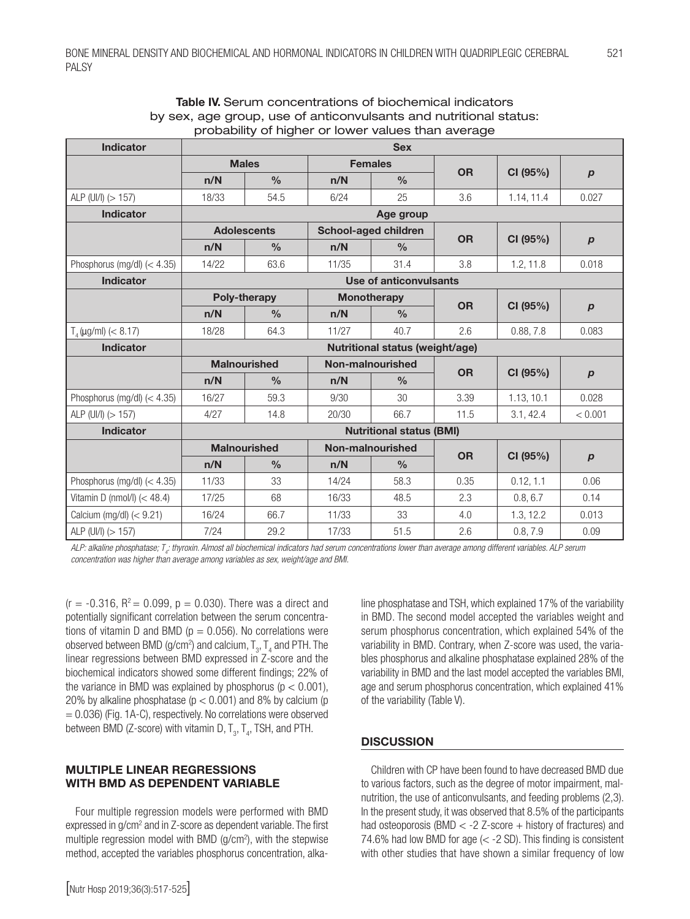**Table IV.** Serum concentrations of biochemical indicators by sex, age group, use of anticonvulsants and nutritional status: probability of higher or lower values than average

| Indicator | Sex | | | | | | |
|---|---|---|---|---|---|---|---|
| | Males | | Females | | OR | CI (95%) | *p* |
| | n/N | % | n/N | % | | | |
| ALP (UI/l) (> 157) | 18/33 | 54.5 | 6/24 | 25 | 3.6 | 1.14, 11.4 | 0.027 |
| **Indicator** | **Age group** | | | | | | |
| | Adolescents | | School-aged children | | OR | CI (95%) | *p* |
| | n/N | % | n/N | % | | | |
| Phosphorus (mg/dl) (< 4.35) | 14/22 | 63.6 | 11/35 | 31.4 | 3.8 | 1.2, 11.8 | 0.018 |
| **Indicator** | **Use of anticonvulsants** | | | | | | |
| | Poly-therapy | | Monotherapy | | OR | CI (95%) | *p* |
| | n/N | % | n/N | % | | | |
| $T_4$ (µg/ml) (< 8.17) | 18/28 | 64.3 | 11/27 | 40.7 | 2.6 | 0.88, 7.8 | 0.083 |
| **Indicator** | **Nutritional status (weight/age)** | | | | | | |
| | Malnourished | | Non-malnourished | | OR | CI (95%) | *p* |
| | n/N | % | n/N | % | | | |
| Phosphorus (mg/dl) (< 4.35) | 16/27 | 59.3 | 9/30 | 30 | 3.39 | 1.13, 10.1 | 0.028 |
| ALP (UI/l) (> 157) | 4/27 | 14.8 | 20/30 | 66.7 | 11.5 | 3.1, 42.4 | < 0.001 |
| **Indicator** | **Nutritional status (BMI)** | | | | | | |
| | Malnourished | | Non-malnourished | | OR | CI (95%) | *p* |
| | n/N | % | n/N | % | | | |
| Phosphorus (mg/dl) (< 4.35) | 11/33 | 33 | 14/24 | 58.3 | 0.35 | 0.12, 1.1 | 0.06 |
| Vitamin D (nmol/l) (< 48.4) | 17/25 | 68 | 16/33 | 48.5 | 2.3 | 0.8, 6.7 | 0.14 |
| Calcium (mg/dl) (< 9.21) | 16/24 | 66.7 | 11/33 | 33 | 4.0 | 1.3, 12.2 | 0.013 |
| ALP (UI/l) (> 157) | 7/24 | 29.2 | 17/33 | 51.5 | 2.6 | 0.8, 7.9 | 0.09 |

*ALP: alkaline phosphatase; $T_4$: thyroxin. Almost all biochemical indicators had serum concentrations lower than average among different variables. ALP serum concentration was higher than average among variables as sex, weight/age and BMI.*

($r = -0.316$, $R^2 = 0.099$, $p = 0.030$). There was a direct and potentially significant correlation between the serum concentrations of vitamin D and BMD ($p = 0.056$). No correlations were observed between BMD (g/cm$^2$) and calcium, $T_3$, $T_4$ and PTH. The linear regressions between BMD expressed in Z-score and the biochemical indicators showed some different findings; 22% of the variance in BMD was explained by phosphorus ($p < 0.001$), 20% by alkaline phosphatase ($p < 0.001$) and 8% by calcium ($p = 0.036$) (Fig. 1A-C), respectively. No correlations were observed between BMD (Z-score) with vitamin D, $T_3$, $T_4$, TSH, and PTH.

## MULTIPLE LINEAR REGRESSIONS WITH BMD AS DEPENDENT VARIABLE

Four multiple regression models were performed with BMD expressed in g/cm$^2$ and in Z-score as dependent variable. The first multiple regression model with BMD (g/cm$^2$), with the stepwise method, accepted the variables phosphorus concentration, alkaline phosphatase and TSH, which explained 17% of the variability in BMD. The second model accepted the variables weight and serum phosphorus concentration, which explained 54% of the variability in BMD. Contrary, when Z-score was used, the variables phosphorus and alkaline phosphatase explained 28% of the variability in BMD and the last model accepted the variables BMI, age and serum phosphorus concentration, which explained 41% of the variability (Table V).

## DISCUSSION

Children with CP have been found to have decreased BMD due to various factors, such as the degree of motor impairment, malnutrition, the use of anticonvulsants, and feeding problems (2,3). In the present study, it was observed that 8.5% of the participants had osteoporosis (BMD < -2 Z-score + history of fractures) and 74.6% had low BMD for age (< -2 SD). This finding is consistent with other studies that have shown a similar frequency of low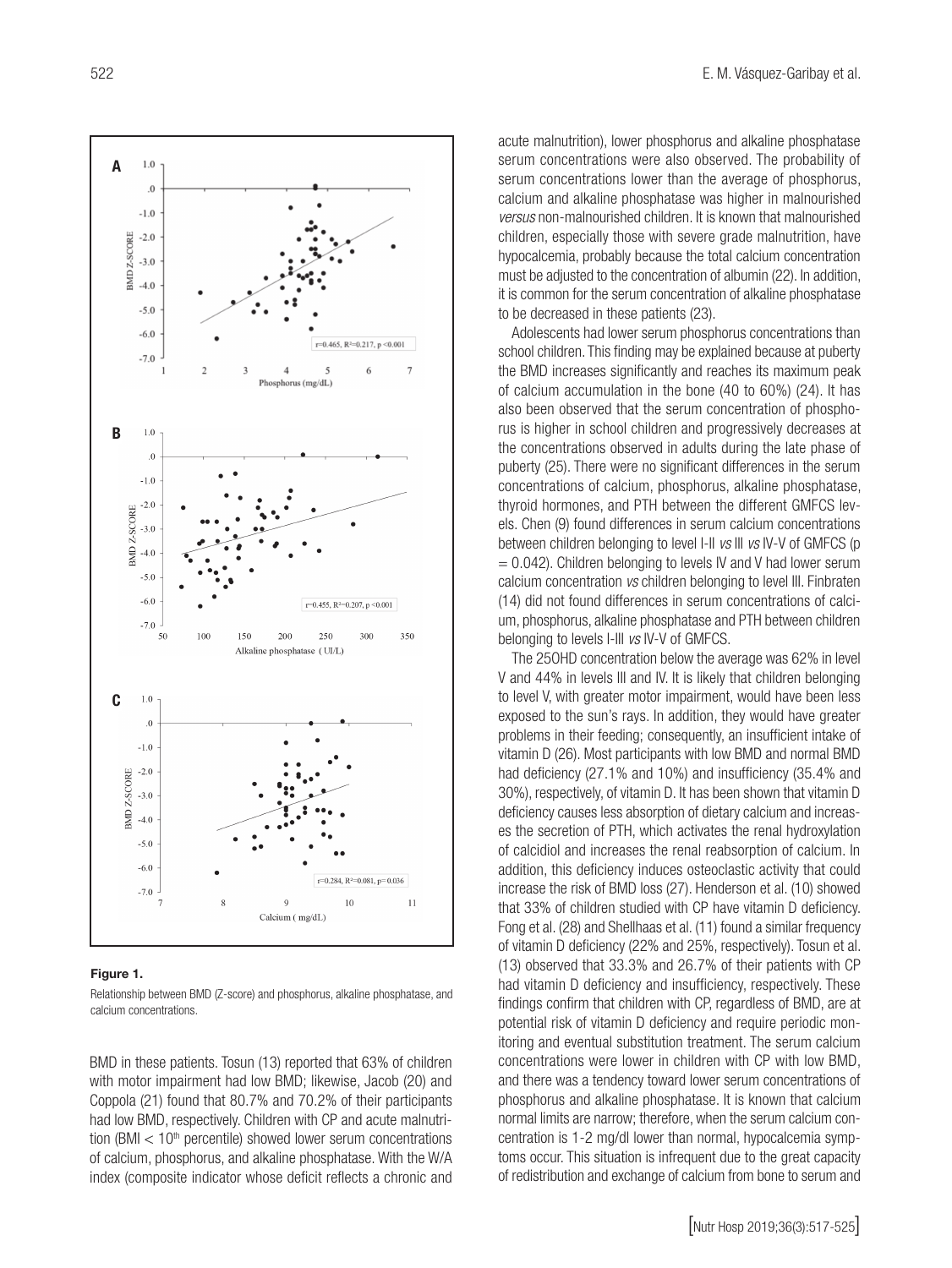**Figure 1.**

Relationship between BMD (Z-score) and phosphorus, alkaline phosphatase, and calcium concentrations.

BMD in these patients. Tosun (13) reported that 63% of children with motor impairment had low BMD; likewise, Jacob (20) and Coppola (21) found that 80.7% and 70.2% of their participants had low BMD, respectively. Children with CP and acute malnutrition (BMI < $10^{th}$ percentile) showed lower serum concentrations of calcium, phosphorus, and alkaline phosphatase. With the W/A index (composite indicator whose deficit reflects a chronic and acute malnutrition), lower phosphorus and alkaline phosphatase serum concentrations were also observed. The probability of serum concentrations lower than the average of phosphorus, calcium and alkaline phosphatase was higher in malnourished *versus* non-malnourished children. It is known that malnourished children, especially those with severe grade malnutrition, have hypocalcemia, probably because the total calcium concentration must be adjusted to the concentration of albumin (22). In addition, it is common for the serum concentration of alkaline phosphatase to be decreased in these patients (23).

Adolescents had lower serum phosphorus concentrations than school children. This finding may be explained because at puberty the BMD increases significantly and reaches its maximum peak of calcium accumulation in the bone (40 to 60%) (24). It has also been observed that the serum concentration of phosphorus is higher in school children and progressively decreases at the concentrations observed in adults during the late phase of puberty (25). There were no significant differences in the serum concentrations of calcium, phosphorus, alkaline phosphatase, thyroid hormones, and PTH between the different GMFCS levels. Chen (9) found differences in serum calcium concentrations between children belonging to level I-II *vs* III *vs* IV-V of GMFCS ($p = 0.042$). Children belonging to levels IV and V had lower serum calcium concentration *vs* children belonging to level III. Finbraten (14) did not found differences in serum concentrations of calcium, phosphorus, alkaline phosphatase and PTH between children belonging to levels I-III *vs* IV-V of GMFCS.

The 25OHD concentration below the average was 62% in level V and 44% in levels III and IV. It is likely that children belonging to level V, with greater motor impairment, would have been less exposed to the sun's rays. In addition, they would have greater problems in their feeding; consequently, an insufficient intake of vitamin D (26). Most participants with low BMD and normal BMD had deficiency (27.1% and 10%) and insufficiency (35.4% and 30%), respectively, of vitamin D. It has been shown that vitamin D deficiency causes less absorption of dietary calcium and increases the secretion of PTH, which activates the renal hydroxylation of calcidiol and increases the renal reabsorption of calcium. In addition, this deficiency induces osteoclastic activity that could increase the risk of BMD loss (27). Henderson et al. (10) showed that 33% of children studied with CP have vitamin D deficiency. Fong et al. (28) and Shellhaas et al. (11) found a similar frequency of vitamin D deficiency (22% and 25%, respectively). Tosun et al. (13) observed that 33.3% and 26.7% of their patients with CP had vitamin D deficiency and insufficiency, respectively. These findings confirm that children with CP, regardless of BMD, are at potential risk of vitamin D deficiency and require periodic monitoring and eventual substitution treatment. The serum calcium concentrations were lower in children with CP with low BMD, and there was a tendency toward lower serum concentrations of phosphorus and alkaline phosphatase. It is known that calcium normal limits are narrow; therefore, when the serum calcium concentration is 1-2 mg/dl lower than normal, hypocalcemia symptoms occur. This situation is infrequent due to the great capacity of redistribution and exchange of calcium from bone to serum and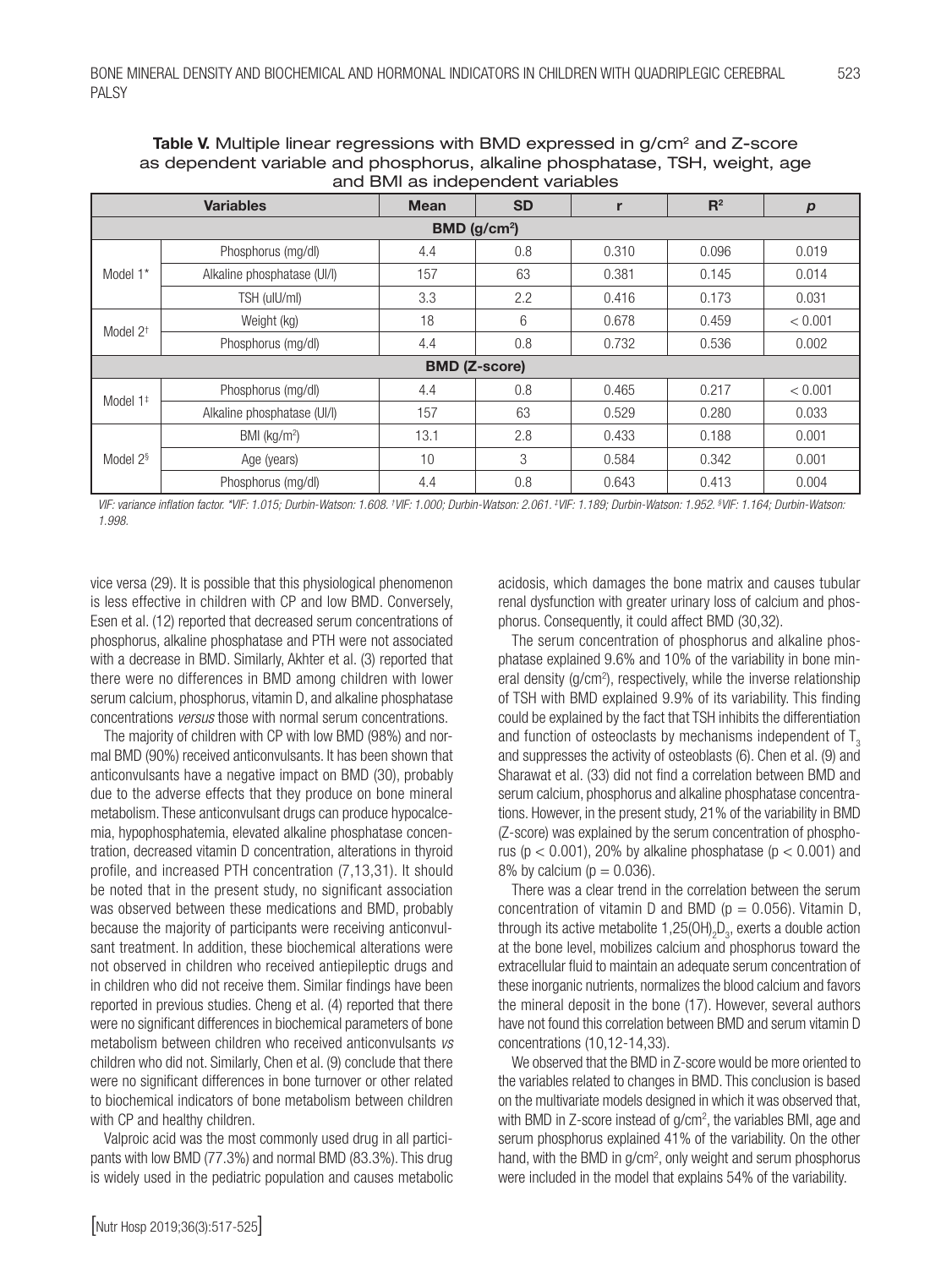**Table V.** Multiple linear regressions with BMD expressed in g/cm² and Z-score as dependent variable and phosphorus, alkaline phosphatase, TSH, weight, age and BMI as independent variables

| Variables | | Mean | SD | r | $R^2$ | *p* |
|---|---|---|---|---|---|---|
| **BMD (g/cm²)** | | | | | | |
| Model 1* | Phosphorus (mg/dl) | 4.4 | 0.8 | 0.310 | 0.096 | 0.019 |
| | Alkaline phosphatase (UI/l) | 157 | 63 | 0.381 | 0.145 | 0.014 |
| | TSH (uIU/ml) | 3.3 | 2.2 | 0.416 | 0.173 | 0.031 |
| Model 2† | Weight (kg) | 18 | 6 | 0.678 | 0.459 | < 0.001 |
| | Phosphorus (mg/dl) | 4.4 | 0.8 | 0.732 | 0.536 | 0.002 |
| **BMD (Z-score)** | | | | | | |
| Model 1‡ | Phosphorus (mg/dl) | 4.4 | 0.8 | 0.465 | 0.217 | < 0.001 |
| | Alkaline phosphatase (UI/l) | 157 | 63 | 0.529 | 0.280 | 0.033 |
| Model 2§ | BMI (kg/m²) | 13.1 | 2.8 | 0.433 | 0.188 | 0.001 |
| | Age (years) | 10 | 3 | 0.584 | 0.342 | 0.001 |
| | Phosphorus (mg/dl) | 4.4 | 0.8 | 0.643 | 0.413 | 0.004 |

*VIF: variance inflation factor. \*VIF: 1.015; Durbin-Watson: 1.608. †VIF: 1.000; Durbin-Watson: 2.061. ‡VIF: 1.189; Durbin-Watson: 1.952. §VIF: 1.164; Durbin-Watson: 1.998.*

vice versa (29). It is possible that this physiological phenomenon is less effective in children with CP and low BMD. Conversely, Esen et al. (12) reported that decreased serum concentrations of phosphorus, alkaline phosphatase and PTH were not associated with a decrease in BMD. Similarly, Akhter et al. (3) reported that there were no differences in BMD among children with lower serum calcium, phosphorus, vitamin D, and alkaline phosphatase concentrations *versus* those with normal serum concentrations.

The majority of children with CP with low BMD (98%) and normal BMD (90%) received anticonvulsants. It has been shown that anticonvulsants have a negative impact on BMD (30), probably due to the adverse effects that they produce on bone mineral metabolism. These anticonvulsant drugs can produce hypocalcemia, hypophosphatemia, elevated alkaline phosphatase concentration, decreased vitamin D concentration, alterations in thyroid profile, and increased PTH concentration (7,13,31). It should be noted that in the present study, no significant association was observed between these medications and BMD, probably because the majority of participants were receiving anticonvulsant treatment. In addition, these biochemical alterations were not observed in children who received antiepileptic drugs and in children who did not receive them. Similar findings have been reported in previous studies. Cheng et al. (4) reported that there were no significant differences in biochemical parameters of bone metabolism between children who received anticonvulsants *vs* children who did not. Similarly, Chen et al. (9) conclude that there were no significant differences in bone turnover or other related to biochemical indicators of bone metabolism between children with CP and healthy children.

Valproic acid was the most commonly used drug in all participants with low BMD (77.3%) and normal BMD (83.3%). This drug is widely used in the pediatric population and causes metabolic acidosis, which damages the bone matrix and causes tubular renal dysfunction with greater urinary loss of calcium and phosphorus. Consequently, it could affect BMD (30,32).

The serum concentration of phosphorus and alkaline phosphatase explained 9.6% and 10% of the variability in bone mineral density (g/cm²), respectively, while the inverse relationship of TSH with BMD explained 9.9% of its variability. This finding could be explained by the fact that TSH inhibits the differentiation and function of osteoclasts by mechanisms independent of $T_3$ and suppresses the activity of osteoblasts (6). Chen et al. (9) and Sharawat et al. (33) did not find a correlation between BMD and serum calcium, phosphorus and alkaline phosphatase concentrations. However, in the present study, 21% of the variability in BMD (Z-score) was explained by the serum concentration of phosphorus ($p < 0.001$), 20% by alkaline phosphatase ($p < 0.001$) and 8% by calcium ($p = 0.036$).

There was a clear trend in the correlation between the serum concentration of vitamin D and BMD ($p = 0.056$). Vitamin D, through its active metabolite $1,25(OH)_2D_3$, exerts a double action at the bone level, mobilizes calcium and phosphorus toward the extracellular fluid to maintain an adequate serum concentration of these inorganic nutrients, normalizes the blood calcium and favors the mineral deposit in the bone (17). However, several authors have not found this correlation between BMD and serum vitamin D concentrations (10,12-14,33).

We observed that the BMD in Z-score would be more oriented to the variables related to changes in BMD. This conclusion is based on the multivariate models designed in which it was observed that, with BMD in Z-score instead of g/cm², the variables BMI, age and serum phosphorus explained 41% of the variability. On the other hand, with the BMD in g/cm², only weight and serum phosphorus were included in the model that explains 54% of the variability.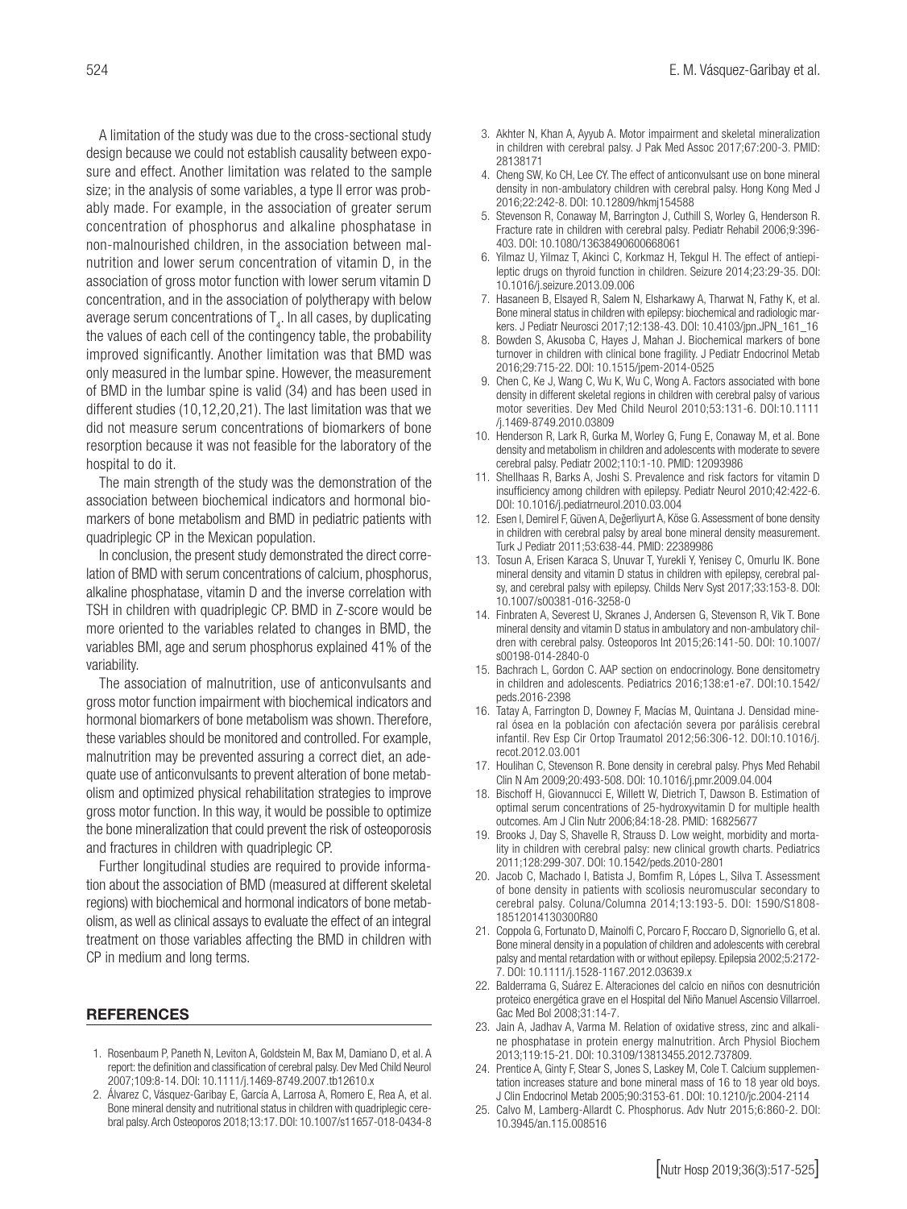A limitation of the study was due to the cross-sectional study design because we could not establish causality between exposure and effect. Another limitation was related to the sample size; in the analysis of some variables, a type II error was probably made. For example, in the association of greater serum concentration of phosphorus and alkaline phosphatase in non-malnourished children, in the association between malnutrition and lower serum concentration of vitamin D, in the association of gross motor function with lower serum vitamin D concentration, and in the association of polytherapy with below average serum concentrations of $T_4$. In all cases, by duplicating the values of each cell of the contingency table, the probability improved significantly. Another limitation was that BMD was only measured in the lumbar spine. However, the measurement of BMD in the lumbar spine is valid (34) and has been used in different studies (10,12,20,21). The last limitation was that we did not measure serum concentrations of biomarkers of bone resorption because it was not feasible for the laboratory of the hospital to do it.

The main strength of the study was the demonstration of the association between biochemical indicators and hormonal biomarkers of bone metabolism and BMD in pediatric patients with quadriplegic CP in the Mexican population.

In conclusion, the present study demonstrated the direct correlation of BMD with serum concentrations of calcium, phosphorus, alkaline phosphatase, vitamin D and the inverse correlation with TSH in children with quadriplegic CP. BMD in Z-score would be more oriented to the variables related to changes in BMD, the variables BMI, age and serum phosphorus explained 41% of the variability.

The association of malnutrition, use of anticonvulsants and gross motor function impairment with biochemical indicators and hormonal biomarkers of bone metabolism was shown. Therefore, these variables should be monitored and controlled. For example, malnutrition may be prevented assuring a correct diet, an adequate use of anticonvulsants to prevent alteration of bone metabolism and optimized physical rehabilitation strategies to improve gross motor function. In this way, it would be possible to optimize the bone mineralization that could prevent the risk of osteoporosis and fractures in children with quadriplegic CP.

Further longitudinal studies are required to provide information about the association of BMD (measured at different skeletal regions) with biochemical and hormonal indicators of bone metabolism, as well as clinical assays to evaluate the effect of an integral treatment on those variables affecting the BMD in children with CP in medium and long terms.

## REFERENCES

1. Rosenbaum P, Paneth N, Leviton A, Goldstein M, Bax M, Damiano D, et al. A report: the definition and classification of cerebral palsy. Dev Med Child Neurol 2007;109:8-14. DOI: 10.1111/j.1469-8749.2007.tb12610.x
2. Álvarez C, Vásquez-Garibay E, García A, Larrosa A, Romero E, Rea A, et al. Bone mineral density and nutritional status in children with quadriplegic cerebral palsy. Arch Osteoporos 2018;13:17. DOI: 10.1007/s11657-018-0434-8
3. Akhter N, Khan A, Ayyub A. Motor impairment and skeletal mineralization in children with cerebral palsy. J Pak Med Assoc 2017;67:200-3. PMID: 28138171
4. Cheng SW, Ko CH, Lee CY. The effect of anticonvulsant use on bone mineral density in non-ambulatory children with cerebral palsy. Hong Kong Med J 2016;22:242-8. DOI: 10.12809/hkmj154588
5. Stevenson R, Conaway M, Barrington J, Cuthill S, Worley G, Henderson R. Fracture rate in children with cerebral palsy. Pediatr Rehabil 2006;9:396-403. DOI: 10.1080/13638490600668061
6. Yilmaz U, Yilmaz T, Akinci C, Korkmaz H, Tekgul H. The effect of antiepileptic drugs on thyroid function in children. Seizure 2014;23:29-35. DOI: 10.1016/j.seizure.2013.09.006
7. Hasaneen B, Elsayed R, Salem N, Elsharkawy A, Tharwat N, Fathy K, et al. Bone mineral status in children with epilepsy: biochemical and radiologic markers. J Pediatr Neurosci 2017;12:138-43. DOI: 10.4103/jpn.JPN_161_16
8. Bowden S, Akusoba C, Hayes J, Mahan J. Biochemical markers of bone turnover in children with clinical bone fragility. J Pediatr Endocrinol Metab 2016;29:715-22. DOI: 10.1515/jpem-2014-0525
9. Chen C, Ke J, Wang C, Wu K, Wu C, Wong A. Factors associated with bone density in different skeletal regions in children with cerebral palsy of various motor severities. Dev Med Child Neurol 2010;53:131-6. DOI:10.1111/j.1469-8749.2010.03809
10. Henderson R, Lark R, Gurka M, Worley G, Fung E, Conaway M, et al. Bone density and metabolism in children and adolescents with moderate to severe cerebral palsy. Pediatr 2002;110:1-10. PMID: 12093986
11. Shellhaas R, Barks A, Joshi S. Prevalence and risk factors for vitamin D insufficiency among children with epilepsy. Pediatr Neurol 2010;42:422-6. DOI: 10.1016/j.pediatrneurol.2010.03.004
12. Esen I, Demirel F, Güven A, Değerliyurt A, Köse G. Assessment of bone density in children with cerebral palsy by areal bone mineral density measurement. Turk J Pediatr 2011;53:638-44. PMID: 22389986
13. Tosun A, Erisen Karaca S, Unuvar T, Yurekli Y, Yenisey C, Omurlu IK. Bone mineral density and vitamin D status in children with epilepsy, cerebral palsy, and cerebral palsy with epilepsy. Childs Nerv Syst 2017;33:153-8. DOI: 10.1007/s00381-016-3258-0
14. Finbraten A, Severest U, Skranes J, Andersen G, Stevenson R, Vik T. Bone mineral density and vitamin D status in ambulatory and non-ambulatory children with cerebral palsy. Osteoporos Int 2015;26:141-50. DOI: 10.1007/s00198-014-2840-0
15. Bachrach L, Gordon C. AAP section on endocrinology. Bone densitometry in children and adolescents. Pediatrics 2016;138:e1-e7. DOI:10.1542/peds.2016-2398
16. Tatay A, Farrington D, Downey F, Macías M, Quintana J. Densidad mineral ósea en la población con afectación severa por parálisis cerebral infantil. Rev Esp Cir Ortop Traumatol 2012;56:306-12. DOI:10.1016/j.recot.2012.03.001
17. Houlihan C, Stevenson R. Bone density in cerebral palsy. Phys Med Rehabil Clin N Am 2009;20:493-508. DOI: 10.1016/j.pmr.2009.04.004
18. Bischoff H, Giovannucci E, Willett W, Dietrich T, Dawson B. Estimation of optimal serum concentrations of 25-hydroxyvitamin D for multiple health outcomes. Am J Clin Nutr 2006;84:18-28. PMID: 16825677
19. Brooks J, Day S, Shavelle R, Strauss D. Low weight, morbidity and mortality in children with cerebral palsy: new clinical growth charts. Pediatrics 2011;128:299-307. DOI: 10.1542/peds.2010-2801
20. Jacob C, Machado I, Batista J, Bomfim R, Lópes L, Silva T. Assessment of bone density in patients with scoliosis neuromuscular secondary to cerebral palsy. Coluna/Columna 2014;13:193-5. DOI: 1590/S1808-18512014130300R80
21. Coppola G, Fortunato D, Mainolfi C, Porcaro F, Roccaro D, Signoriello G, et al. Bone mineral density in a population of children and adolescents with cerebral palsy and mental retardation with or without epilepsy. Epilepsia 2002;5:2172-7. DOI: 10.1111/j.1528-1167.2012.03639.x
22. Balderrama G, Suárez E. Alteraciones del calcio en niños con desnutrición proteico energética grave en el Hospital del Niño Manuel Ascensio Villarroel. Gac Med Bol 2008;31:14-7.
23. Jain A, Jadhav A, Varma M. Relation of oxidative stress, zinc and alkaline phosphatase in protein energy malnutrition. Arch Physiol Biochem 2013;119:15-21. DOI: 10.3109/13813455.2012.737809.
24. Prentice A, Ginty F, Stear S, Jones S, Laskey M, Cole T. Calcium supplementation increases stature and bone mineral mass of 16 to 18 year old boys. J Clin Endocrinol Metab 2005;90:3153-61. DOI: 10.1210/jc.2004-2114
25. Calvo M, Lamberg-Allardt C. Phosphorus. Adv Nutr 2015;6:860-2. DOI: 10.3945/an.115.008516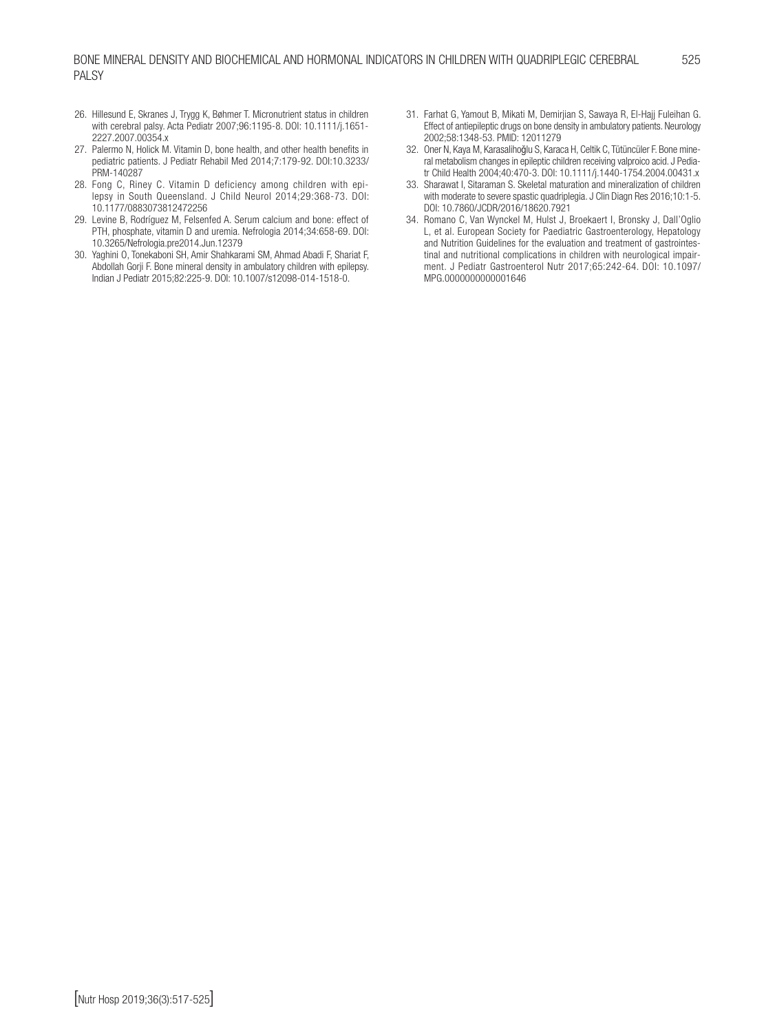26. Hillesund E, Skranes J, Trygg K, Bøhmer T. Micronutrient status in children with cerebral palsy. Acta Pediatr 2007;96:1195-8. DOI: 10.1111/j.1651-2227.2007.00354.x
27. Palermo N, Holick M. Vitamin D, bone health, and other health benefits in pediatric patients. J Pediatr Rehabil Med 2014;7:179-92. DOI:10.3233/PRM-140287
28. Fong C, Riney C. Vitamin D deficiency among children with epilepsy in South Queensland. J Child Neurol 2014;29:368-73. DOI: 10.1177/0883073812472256
29. Levine B, Rodríguez M, Felsenfed A. Serum calcium and bone: effect of PTH, phosphate, vitamin D and uremia. Nefrologia 2014;34:658-69. DOI: 10.3265/Nefrologia.pre2014.Jun.12379
30. Yaghini O, Tonekaboni SH, Amir Shahkarami SM, Ahmad Abadi F, Shariat F, Abdollah Gorji F. Bone mineral density in ambulatory children with epilepsy. Indian J Pediatr 2015;82:225-9. DOI: 10.1007/s12098-014-1518-0.
31. Farhat G, Yamout B, Mikati M, Demirjian S, Sawaya R, El-Hajj Fuleihan G. Effect of antiepileptic drugs on bone density in ambulatory patients. Neurology 2002;58:1348-53. PMID: 12011279
32. Oner N, Kaya M, Karasalihoğlu S, Karaca H, Celtik C, Tütüncüler F. Bone mineral metabolism changes in epileptic children receiving valproico acid. J Pediatr Child Health 2004;40:470-3. DOI: 10.1111/j.1440-1754.2004.00431.x
33. Sharawat I, Sitaraman S. Skeletal maturation and mineralization of children with moderate to severe spastic quadriplegia. J Clin Diagn Res 2016;10:1-5. DOI: 10.7860/JCDR/2016/18620.7921
34. Romano C, Van Wynckel M, Hulst J, Broekaert I, Bronsky J, Dall'Oglio L, et al. European Society for Paediatric Gastroenterology, Hepatology and Nutrition Guidelines for the evaluation and treatment of gastrointestinal and nutritional complications in children with neurological impairment. J Pediatr Gastroenterol Nutr 2017;65:242-64. DOI: 10.1097/MPG.0000000000001646